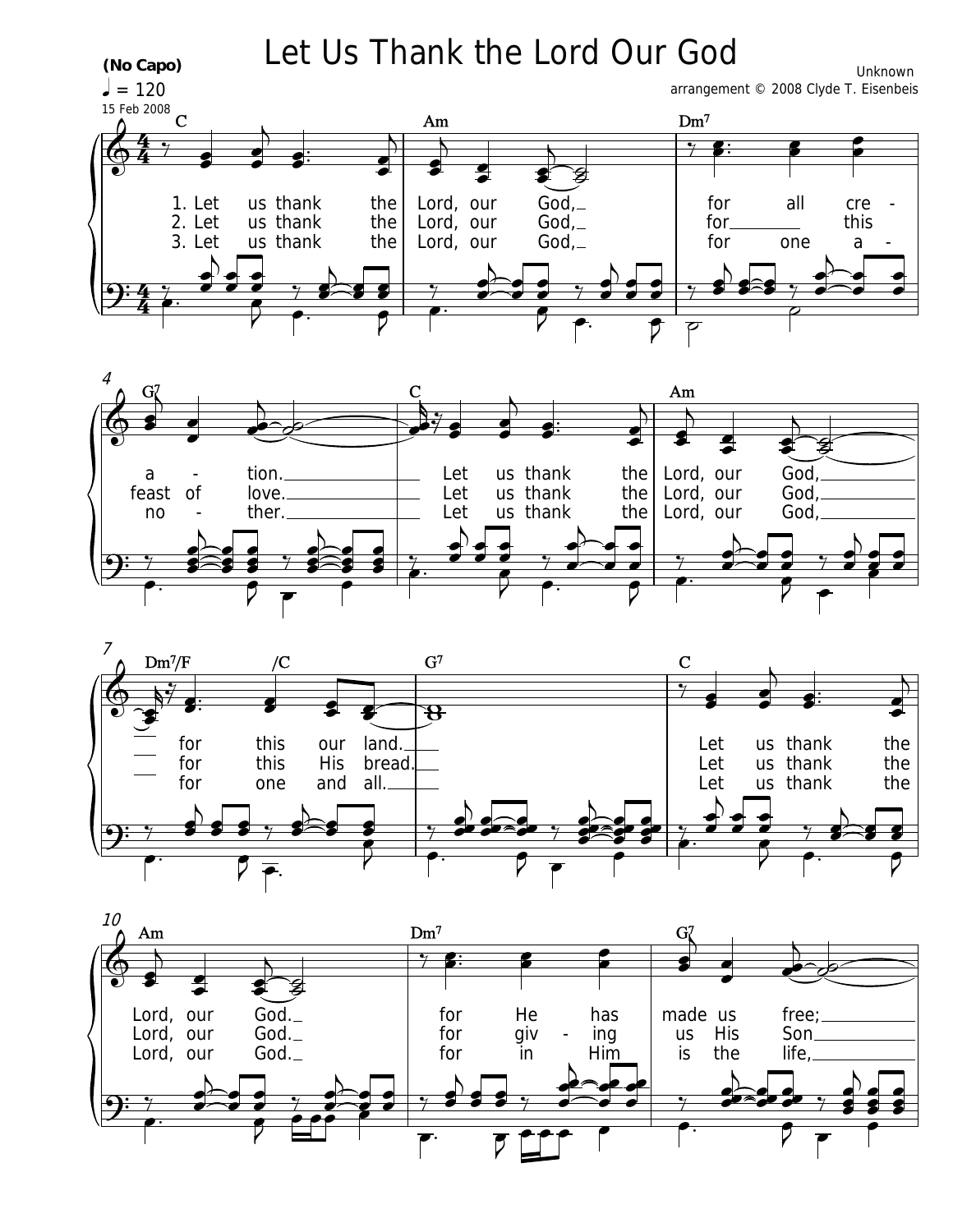# Let Us Thank the Lord Our God

**(No Capo)**

♩ = 120

15 Feb 2008

Unknown

arrangement © 2008 Clyde T. Eisenbeis

C Am Dm7 G7 C Am Dm7/F /C G7 C Am Dm7 G7

1. Let us thank the Lord, our God, for all creation. Let us thank the Lord, our God, for this our land. Let us thank the Lord, our God. for He has made us free;

2. Let us thank the Lord, our God, for this feast of love. Let us thank the Lord, our God, for this His bread. Let us thank the Lord, our God. for giving us His Son

3. Let us thank the Lord, our God, for one another. Let us thank the Lord, our God, for one and all. Let us thank the Lord, our God. for in Him is the life,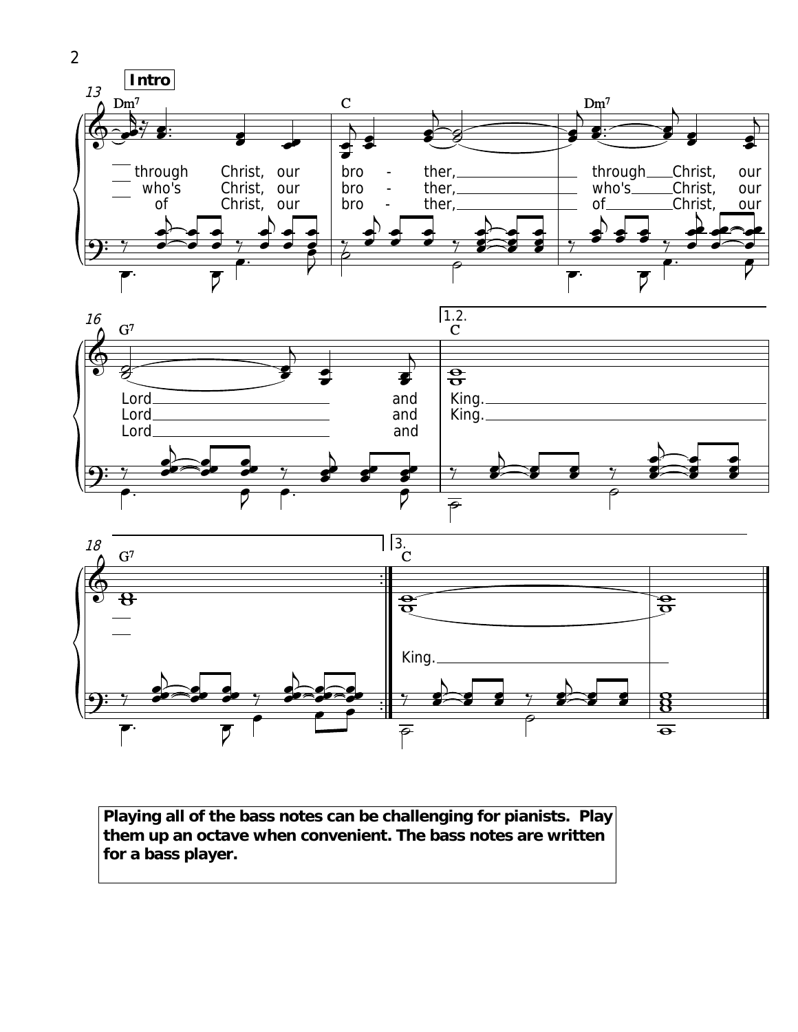**Intro**

Dm7 C Dm7

through Christ, our bro - ther, through Christ, our
who's Christ, our bro - ther, who's Christ, our
of Christ, our bro - ther, of Christ, our

G7 | 1.2. C

Lord and King.
Lord and King.
Lord and

G7 | 3. C

King.

**Playing all of the bass notes can be challenging for pianists. Play them up an octave when convenient. The bass notes are written for a bass player.**